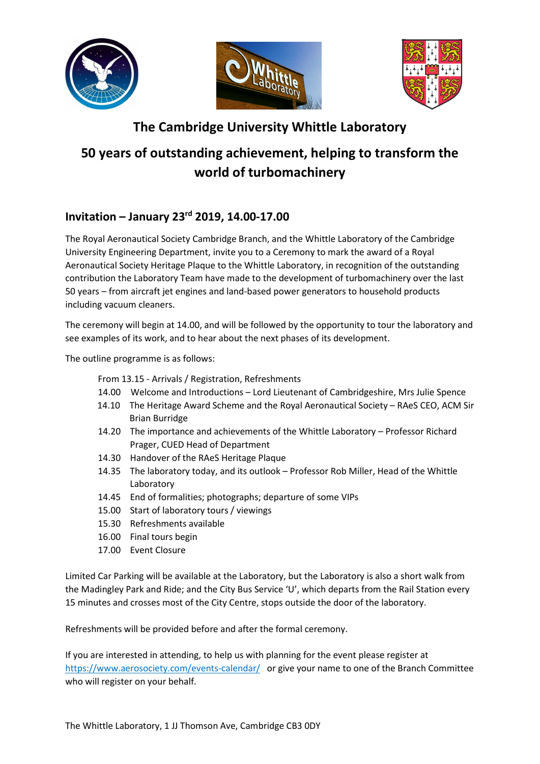# The Cambridge University Whittle Laboratory

# 50 years of outstanding achievement, helping to transform the world of turbomachinery

## Invitation – January 23rd 2019, 14.00-17.00

The Royal Aeronautical Society Cambridge Branch, and the Whittle Laboratory of the Cambridge University Engineering Department, invite you to a Ceremony to mark the award of a Royal Aeronautical Society Heritage Plaque to the Whittle Laboratory, in recognition of the outstanding contribution the Laboratory Team have made to the development of turbomachinery over the last 50 years – from aircraft jet engines and land-based power generators to household products including vacuum cleaners.

The ceremony will begin at 14.00, and will be followed by the opportunity to tour the laboratory and see examples of its work, and to hear about the next phases of its development.

The outline programme is as follows:

From 13.15 - Arrivals / Registration, Refreshments
14.00 Welcome and Introductions – Lord Lieutenant of Cambridgeshire, Mrs Julie Spence
14.10 The Heritage Award Scheme and the Royal Aeronautical Society – RAeS CEO, ACM Sir Brian Burridge
14.20 The importance and achievements of the Whittle Laboratory – Professor Richard Prager, CUED Head of Department
14.30 Handover of the RAeS Heritage Plaque
14.35 The laboratory today, and its outlook – Professor Rob Miller, Head of the Whittle Laboratory
14.45 End of formalities; photographs; departure of some VIPs
15.00 Start of laboratory tours / viewings
15.30 Refreshments available
16.00 Final tours begin
17.00 Event Closure

Limited Car Parking will be available at the Laboratory, but the Laboratory is also a short walk from the Madingley Park and Ride; and the City Bus Service 'U', which departs from the Rail Station every 15 minutes and crosses most of the City Centre, stops outside the door of the laboratory.

Refreshments will be provided before and after the formal ceremony.

If you are interested in attending, to help us with planning for the event please register at https://www.aerosociety.com/events-calendar/ or give your name to one of the Branch Committee who will register on your behalf.

The Whittle Laboratory, 1 JJ Thomson Ave, Cambridge CB3 0DY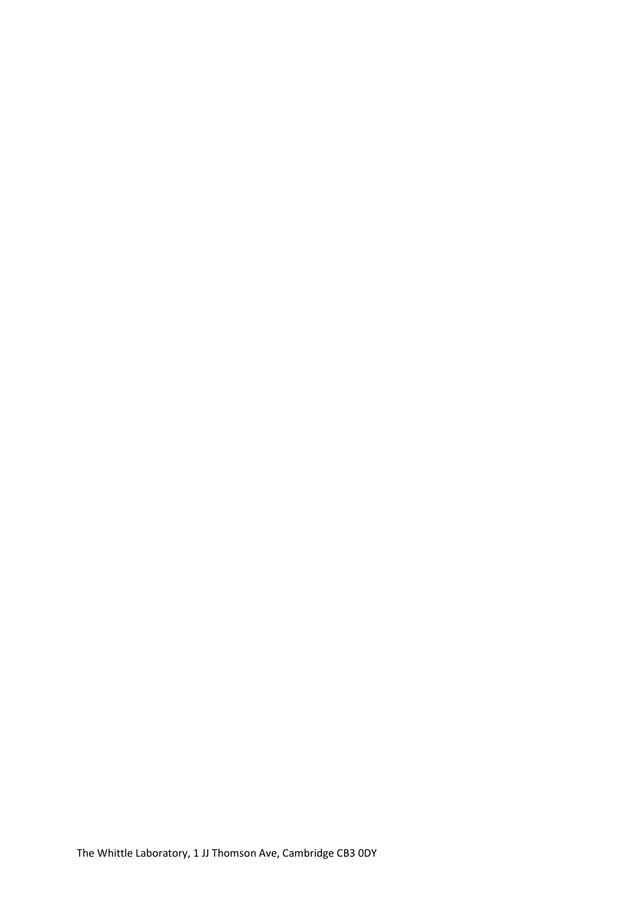The Whittle Laboratory, 1 JJ Thomson Ave, Cambridge CB3 0DY